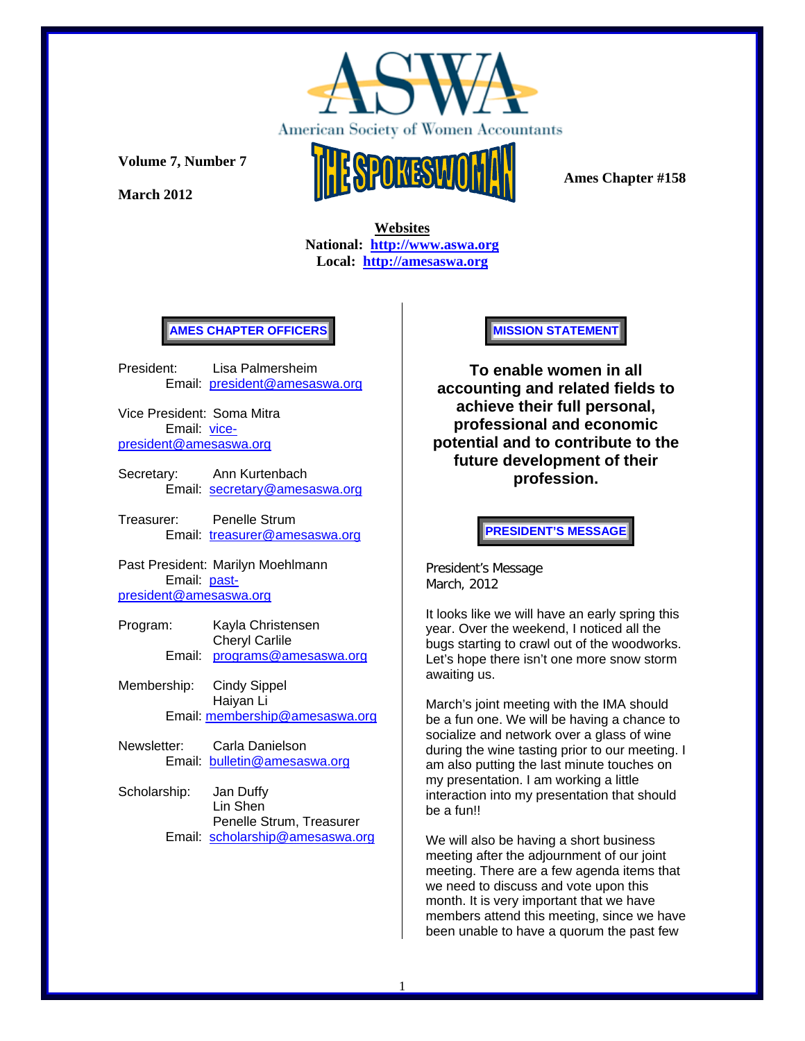# ASWA

American Society of Women Accountants

**Volume 7, Number 7**

**March 2012**

# THE SPOKESWOMAN

**Ames Chapter #158**

**Websites**

**National: http://www.aswa.org**

**Local: http://amesaswa.org**

## AMES CHAPTER OFFICERS

President: Lisa Palmersheim
Email: president@amesaswa.org

Vice President: Soma Mitra
Email: vice-president@amesaswa.org

Secretary: Ann Kurtenbach
Email: secretary@amesaswa.org

Treasurer: Penelle Strum
Email: treasurer@amesaswa.org

Past President: Marilyn Moehlmann
Email: past-president@amesaswa.org

Program: Kayla Christensen
Cheryl Carlile
Email: programs@amesaswa.org

Membership: Cindy Sippel
Haiyan Li
Email: membership@amesaswa.org

Newsletter: Carla Danielson
Email: bulletin@amesaswa.org

Scholarship: Jan Duffy
Lin Shen
Penelle Strum, Treasurer
Email: scholarship@amesaswa.org

## MISSION STATEMENT

**To enable women in all accounting and related fields to achieve their full personal, professional and economic potential and to contribute to the future development of their profession.**

## PRESIDENT'S MESSAGE

President's Message
March, 2012

It looks like we will have an early spring this year. Over the weekend, I noticed all the bugs starting to crawl out of the woodworks. Let's hope there isn't one more snow storm awaiting us.

March's joint meeting with the IMA should be a fun one. We will be having a chance to socialize and network over a glass of wine during the wine tasting prior to our meeting. I am also putting the last minute touches on my presentation. I am working a little interaction into my presentation that should be a fun!!

We will also be having a short business meeting after the adjournment of our joint meeting. There are a few agenda items that we need to discuss and vote upon this month. It is very important that we have members attend this meeting, since we have been unable to have a quorum the past few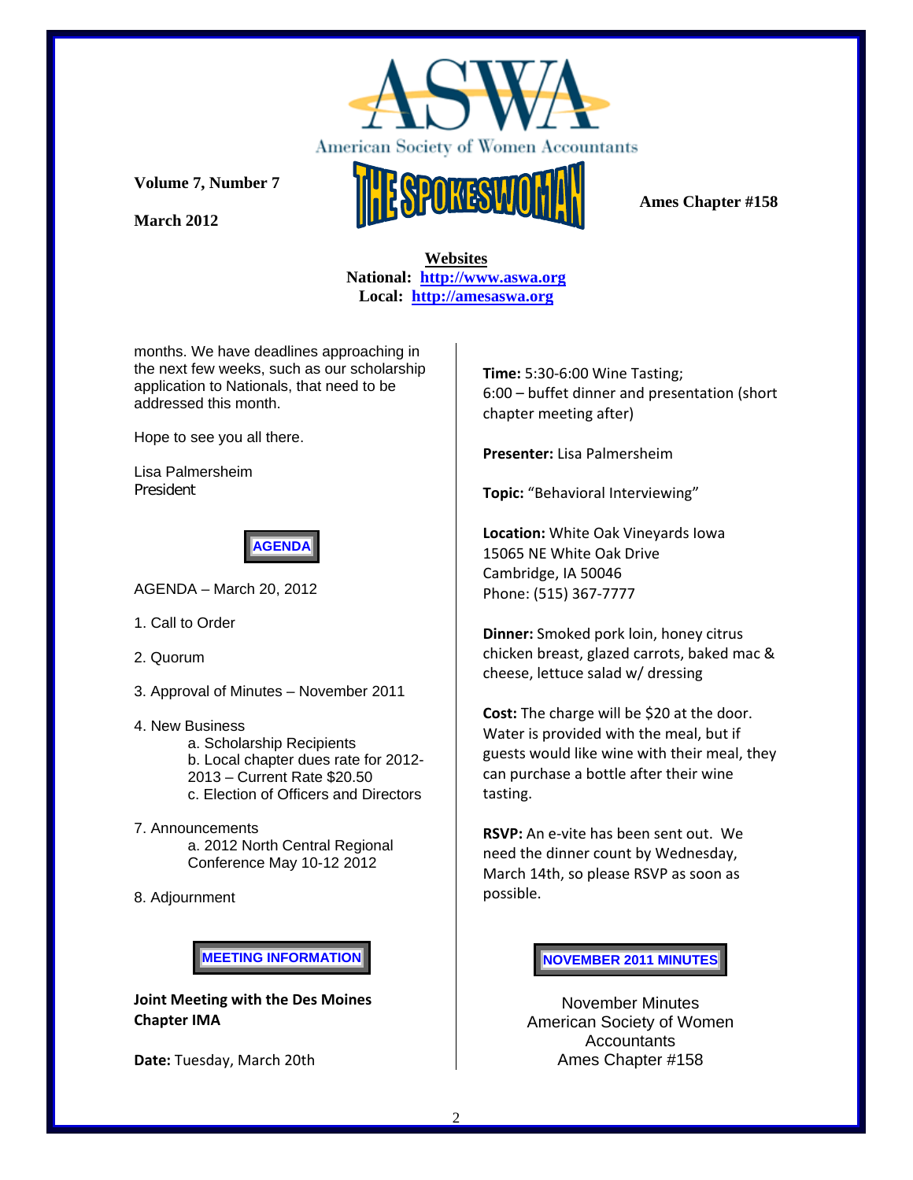Volume 7, Number 7

March 2012

Ames Chapter #158

**Websites**
**National: http://www.aswa.org**
**Local: http://amesaswa.org**

months. We have deadlines approaching in the next few weeks, such as our scholarship application to Nationals, that need to be addressed this month.

Hope to see you all there.

Lisa Palmersheim
President

## AGENDA

AGENDA – March 20, 2012

1. Call to Order

2. Quorum

3. Approval of Minutes – November 2011

4. New Business
   - a. Scholarship Recipients
   - b. Local chapter dues rate for 2012-2013 – Current Rate $20.50
   - c. Election of Officers and Directors

7. Announcements
   - a. 2012 North Central Regional Conference May 10-12 2012

8. Adjournment

## MEETING INFORMATION

**Joint Meeting with the Des Moines Chapter IMA**

**Date:** Tuesday, March 20th

**Time:** 5:30-6:00 Wine Tasting;
6:00 – buffet dinner and presentation (short chapter meeting after)

**Presenter:** Lisa Palmersheim

**Topic:** "Behavioral Interviewing"

**Location:** White Oak Vineyards Iowa
15065 NE White Oak Drive
Cambridge, IA 50046
Phone: (515) 367-7777

**Dinner:** Smoked pork loin, honey citrus chicken breast, glazed carrots, baked mac & cheese, lettuce salad w/ dressing

**Cost:** The charge will be $20 at the door. Water is provided with the meal, but if guests would like wine with their meal, they can purchase a bottle after their wine tasting.

**RSVP:** An e-vite has been sent out. We need the dinner count by Wednesday, March 14th, so please RSVP as soon as possible.

## NOVEMBER 2011 MINUTES

November Minutes
American Society of Women Accountants
Ames Chapter #158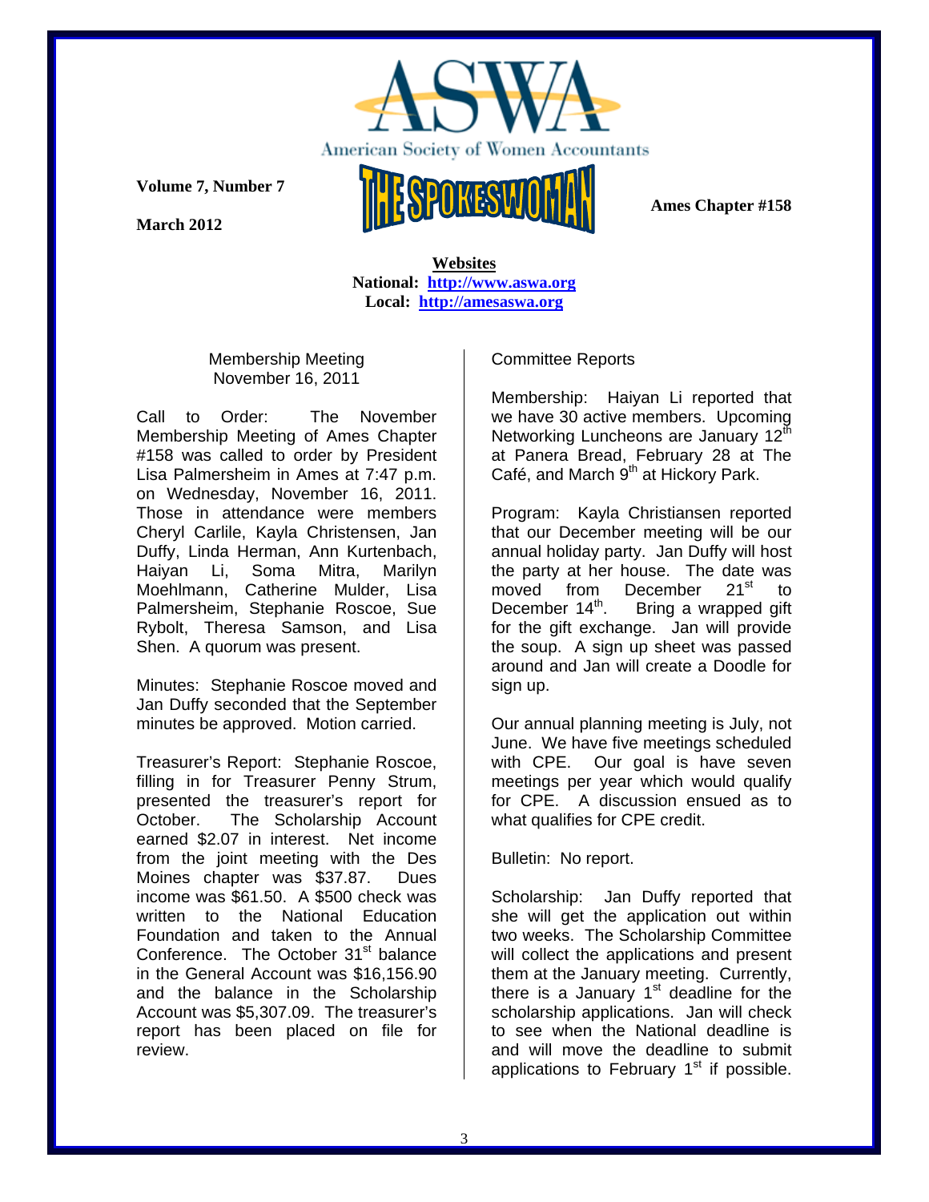**Volume 7, Number 7**

**March 2012**

American Society of Women Accountants

THE SPOKESWOMAN

**Ames Chapter #158**

**Websites**
**National: http://www.aswa.org**
**Local: http://amesaswa.org**

## Membership Meeting
## November 16, 2011

Call to Order: The November Membership Meeting of Ames Chapter #158 was called to order by President Lisa Palmersheim in Ames at 7:47 p.m. on Wednesday, November 16, 2011. Those in attendance were members Cheryl Carlile, Kayla Christensen, Jan Duffy, Linda Herman, Ann Kurtenbach, Haiyan Li, Soma Mitra, Marilyn Moehlmann, Catherine Mulder, Lisa Palmersheim, Stephanie Roscoe, Sue Rybolt, Theresa Samson, and Lisa Shen. A quorum was present.

Minutes: Stephanie Roscoe moved and Jan Duffy seconded that the September minutes be approved. Motion carried.

Treasurer's Report: Stephanie Roscoe, filling in for Treasurer Penny Strum, presented the treasurer's report for October. The Scholarship Account earned $2.07 in interest. Net income from the joint meeting with the Des Moines chapter was $37.87. Dues income was $61.50. A $500 check was written to the National Education Foundation and taken to the Annual Conference. The October 31st balance in the General Account was $16,156.90 and the balance in the Scholarship Account was $5,307.09. The treasurer's report has been placed on file for review.

Committee Reports

Membership: Haiyan Li reported that we have 30 active members. Upcoming Networking Luncheons are January 12th at Panera Bread, February 28 at The Café, and March 9th at Hickory Park.

Program: Kayla Christiansen reported that our December meeting will be our annual holiday party. Jan Duffy will host the party at her house. The date was moved from December 21st to December 14th. Bring a wrapped gift for the gift exchange. Jan will provide the soup. A sign up sheet was passed around and Jan will create a Doodle for sign up.

Our annual planning meeting is July, not June. We have five meetings scheduled with CPE. Our goal is have seven meetings per year which would qualify for CPE. A discussion ensued as to what qualifies for CPE credit.

Bulletin: No report.

Scholarship: Jan Duffy reported that she will get the application out within two weeks. The Scholarship Committee will collect the applications and present them at the January meeting. Currently, there is a January 1st deadline for the scholarship applications. Jan will check to see when the National deadline is and will move the deadline to submit applications to February 1st if possible.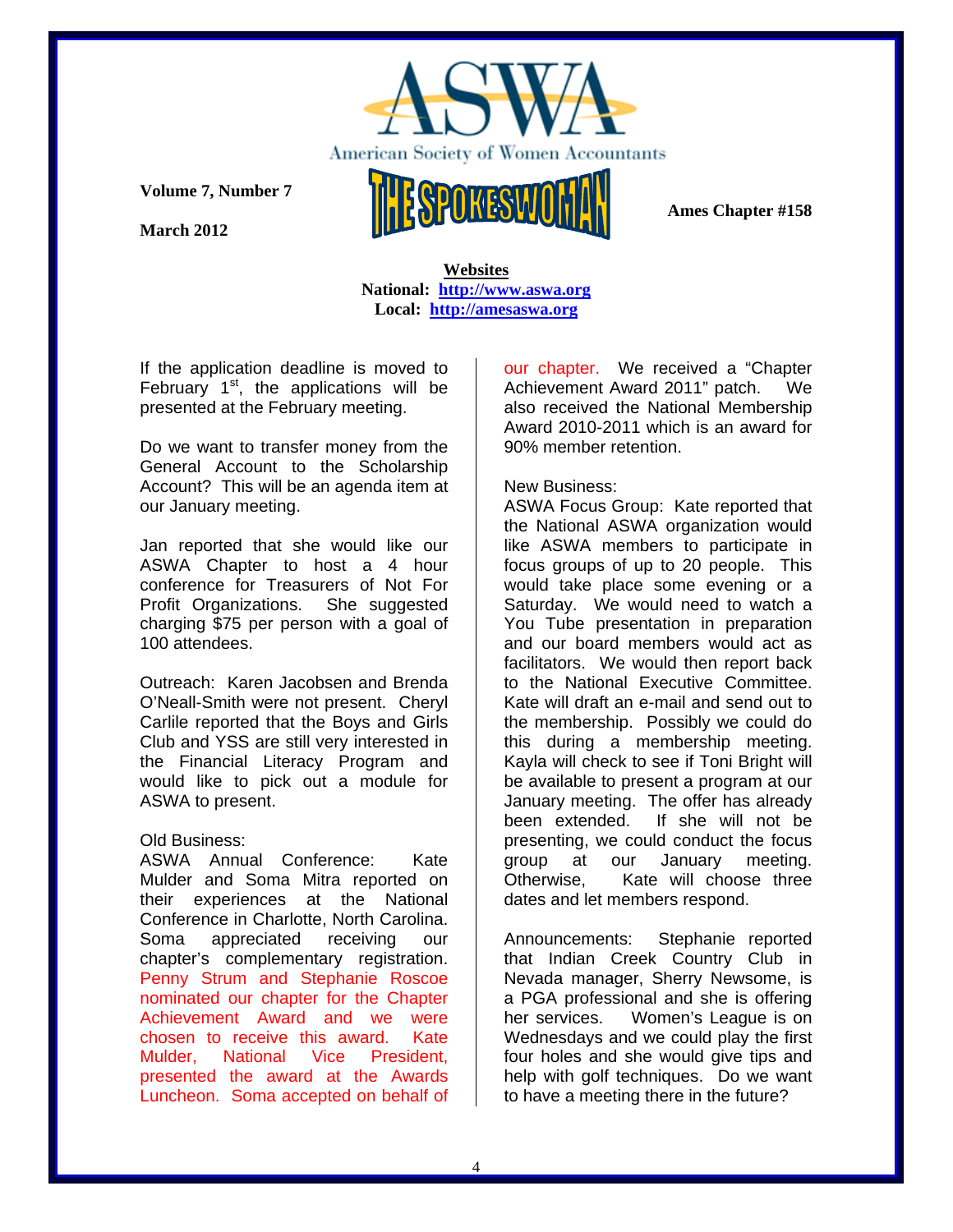American Society of Women Accountants

**Volume 7, Number 7**

**March 2012**

**THE SPOKESWOMAN**

**Ames Chapter #158**

**Websites**
**National: http://www.aswa.org**
**Local: http://amesaswa.org**

If the application deadline is moved to February 1st, the applications will be presented at the February meeting.

Do we want to transfer money from the General Account to the Scholarship Account? This will be an agenda item at our January meeting.

Jan reported that she would like our ASWA Chapter to host a 4 hour conference for Treasurers of Not For Profit Organizations. She suggested charging $75 per person with a goal of 100 attendees.

Outreach: Karen Jacobsen and Brenda O'Neall-Smith were not present. Cheryl Carlile reported that the Boys and Girls Club and YSS are still very interested in the Financial Literacy Program and would like to pick out a module for ASWA to present.

Old Business:
ASWA Annual Conference: Kate Mulder and Soma Mitra reported on their experiences at the National Conference in Charlotte, North Carolina. Soma appreciated receiving our chapter's complementary registration. Penny Strum and Stephanie Roscoe nominated our chapter for the Chapter Achievement Award and we were chosen to receive this award. Kate Mulder, National Vice President, presented the award at the Awards Luncheon. Soma accepted on behalf of our chapter. We received a "Chapter Achievement Award 2011" patch. We also received the National Membership Award 2010-2011 which is an award for 90% member retention.

New Business:
ASWA Focus Group: Kate reported that the National ASWA organization would like ASWA members to participate in focus groups of up to 20 people. This would take place some evening or a Saturday. We would need to watch a You Tube presentation in preparation and our board members would act as facilitators. We would then report back to the National Executive Committee. Kate will draft an e-mail and send out to the membership. Possibly we could do this during a membership meeting. Kayla will check to see if Toni Bright will be available to present a program at our January meeting. The offer has already been extended. If she will not be presenting, we could conduct the focus group at our January meeting. Otherwise, Kate will choose three dates and let members respond.

Announcements: Stephanie reported that Indian Creek Country Club in Nevada manager, Sherry Newsome, is a PGA professional and she is offering her services. Women's League is on Wednesdays and we could play the first four holes and she would give tips and help with golf techniques. Do we want to have a meeting there in the future?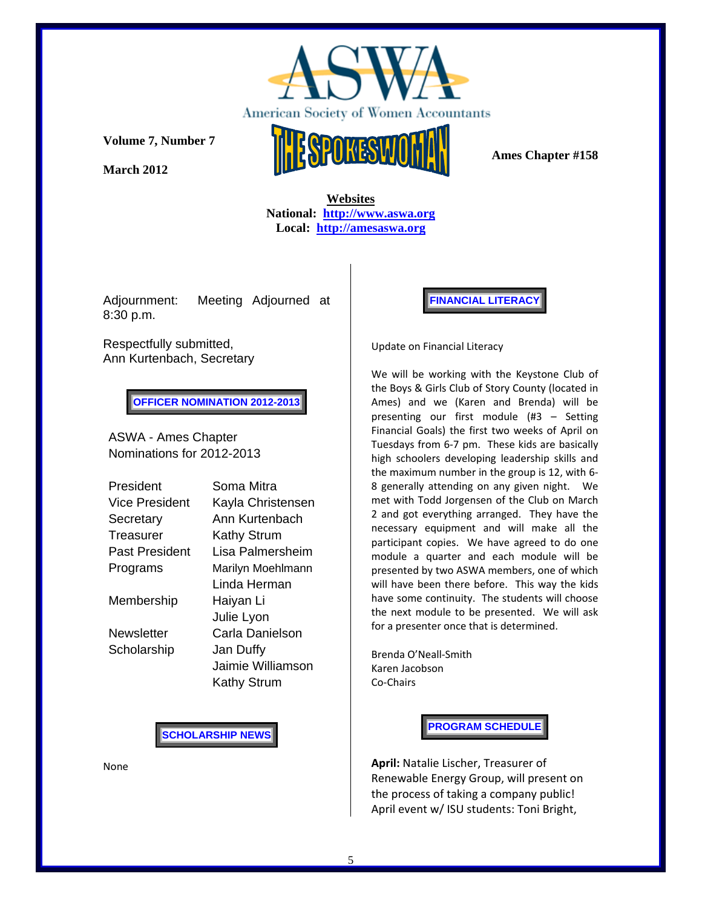Volume 7, Number 7

March 2012

# THE SPOKESWOMAN

Ames Chapter #158

**Websites**
**National: http://www.aswa.org**
**Local: http://amesaswa.org**

Adjournment: Meeting Adjourned at 8:30 p.m.

Respectfully submitted,
Ann Kurtenbach, Secretary

## OFFICER NOMINATION 2012-2013

ASWA - Ames Chapter
Nominations for 2012-2013

| | |
|---|---|
| President | Soma Mitra |
| Vice President | Kayla Christensen |
| Secretary | Ann Kurtenbach |
| Treasurer | Kathy Strum |
| Past President | Lisa Palmersheim |
| Programs | Marilyn Moehlmann |
| | Linda Herman |
| Membership | Haiyan Li |
| | Julie Lyon |
| Newsletter | Carla Danielson |
| Scholarship | Jan Duffy |
| | Jaimie Williamson |
| | Kathy Strum |

## SCHOLARSHIP NEWS

None

## FINANCIAL LITERACY

Update on Financial Literacy

We will be working with the Keystone Club of the Boys & Girls Club of Story County (located in Ames) and we (Karen and Brenda) will be presenting our first module (#3 – Setting Financial Goals) the first two weeks of April on Tuesdays from 6-7 pm. These kids are basically high schoolers developing leadership skills and the maximum number in the group is 12, with 6-8 generally attending on any given night. We met with Todd Jorgensen of the Club on March 2 and got everything arranged. They have the necessary equipment and will make all the participant copies. We have agreed to do one module a quarter and each module will be presented by two ASWA members, one of which will have been there before. This way the kids have some continuity. The students will choose the next module to be presented. We will ask for a presenter once that is determined.

Brenda O'Neall-Smith
Karen Jacobson
Co-Chairs

## PROGRAM SCHEDULE

**April:** Natalie Lischer, Treasurer of Renewable Energy Group, will present on the process of taking a company public!
April event w/ ISU students: Toni Bright,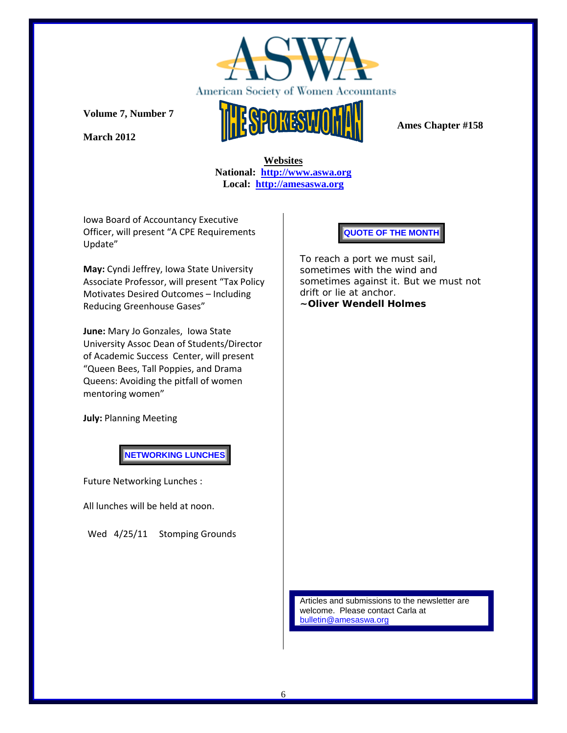American Society of Women Accountants

**Volume 7, Number 7**

**March 2012**

# THE SPOKESWOMAN

**Ames Chapter #158**

**Websites**
**National: http://www.aswa.org**
**Local: http://amesaswa.org**

Iowa Board of Accountancy Executive Officer, will present "A CPE Requirements Update"

**May:** Cyndi Jeffrey, Iowa State University Associate Professor, will present "Tax Policy Motivates Desired Outcomes – Including Reducing Greenhouse Gases"

**June:** Mary Jo Gonzales, Iowa State University Assoc Dean of Students/Director of Academic Success Center, will present "Queen Bees, Tall Poppies, and Drama Queens: Avoiding the pitfall of women mentoring women"

**July:** Planning Meeting

**NETWORKING LUNCHES**

Future Networking Lunches :

All lunches will be held at noon.

Wed 4/25/11 Stomping Grounds

**QUOTE OF THE MONTH**

To reach a port we must sail, sometimes with the wind and sometimes against it. But we must not drift or lie at anchor.
**~Oliver Wendell Holmes**

Articles and submissions to the newsletter are welcome. Please contact Carla at bulletin@amesaswa.org